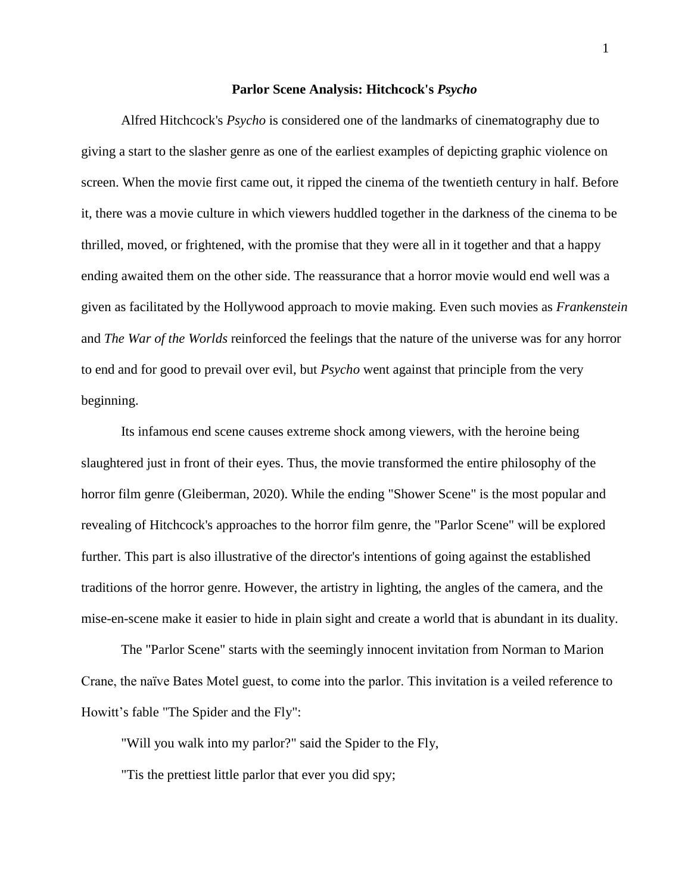# **Parlor Scene Analysis: Hitchcock's *Psycho***

Alfred Hitchcock's *Psycho* is considered one of the landmarks of cinematography due to giving a start to the slasher genre as one of the earliest examples of depicting graphic violence on screen. When the movie first came out, it ripped the cinema of the twentieth century in half. Before it, there was a movie culture in which viewers huddled together in the darkness of the cinema to be thrilled, moved, or frightened, with the promise that they were all in it together and that a happy ending awaited them on the other side. The reassurance that a horror movie would end well was a given as facilitated by the Hollywood approach to movie making. Even such movies as *Frankenstein* and *The War of the Worlds* reinforced the feelings that the nature of the universe was for any horror to end and for good to prevail over evil, but *Psycho* went against that principle from the very beginning.

Its infamous end scene causes extreme shock among viewers, with the heroine being slaughtered just in front of their eyes. Thus, the movie transformed the entire philosophy of the horror film genre (Gleiberman, 2020). While the ending "Shower Scene" is the most popular and revealing of Hitchcock's approaches to the horror film genre, the "Parlor Scene" will be explored further. This part is also illustrative of the director's intentions of going against the established traditions of the horror genre. However, the artistry in lighting, the angles of the camera, and the mise-en-scene make it easier to hide in plain sight and create a world that is abundant in its duality.

The "Parlor Scene" starts with the seemingly innocent invitation from Norman to Marion Crane, the naïve Bates Motel guest, to come into the parlor. This invitation is a veiled reference to Howitt's fable "The Spider and the Fly":

"Will you walk into my parlor?" said the Spider to the Fly,

"Tis the prettiest little parlor that ever you did spy;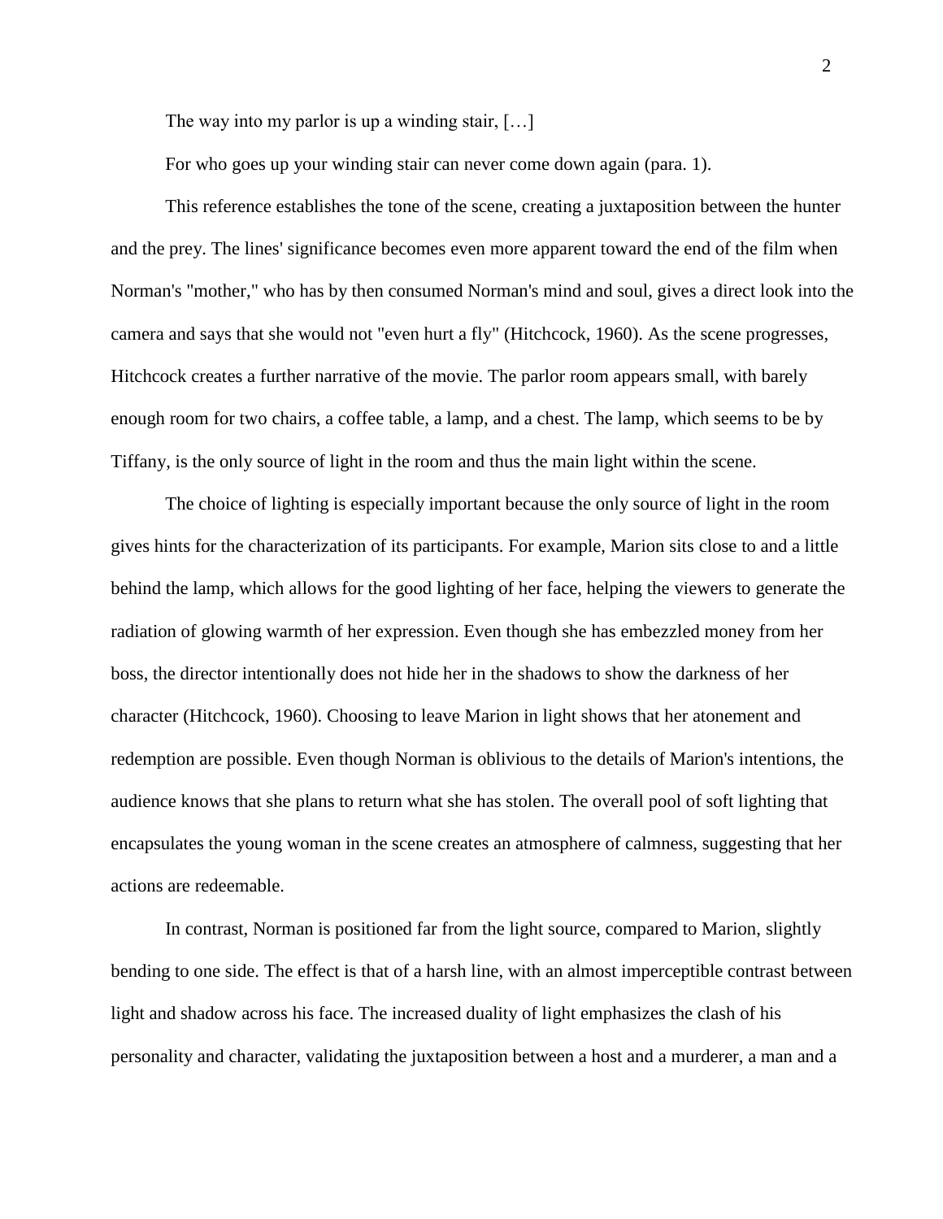The way into my parlor is up a winding stair, […]

For who goes up your winding stair can never come down again (para. 1).

This reference establishes the tone of the scene, creating a juxtaposition between the hunter and the prey. The lines' significance becomes even more apparent toward the end of the film when Norman's "mother," who has by then consumed Norman's mind and soul, gives a direct look into the camera and says that she would not "even hurt a fly" (Hitchcock, 1960). As the scene progresses, Hitchcock creates a further narrative of the movie. The parlor room appears small, with barely enough room for two chairs, a coffee table, a lamp, and a chest. The lamp, which seems to be by Tiffany, is the only source of light in the room and thus the main light within the scene.

The choice of lighting is especially important because the only source of light in the room gives hints for the characterization of its participants. For example, Marion sits close to and a little behind the lamp, which allows for the good lighting of her face, helping the viewers to generate the radiation of glowing warmth of her expression. Even though she has embezzled money from her boss, the director intentionally does not hide her in the shadows to show the darkness of her character (Hitchcock, 1960). Choosing to leave Marion in light shows that her atonement and redemption are possible. Even though Norman is oblivious to the details of Marion's intentions, the audience knows that she plans to return what she has stolen. The overall pool of soft lighting that encapsulates the young woman in the scene creates an atmosphere of calmness, suggesting that her actions are redeemable.

In contrast, Norman is positioned far from the light source, compared to Marion, slightly bending to one side. The effect is that of a harsh line, with an almost imperceptible contrast between light and shadow across his face. The increased duality of light emphasizes the clash of his personality and character, validating the juxtaposition between a host and a murderer, a man and a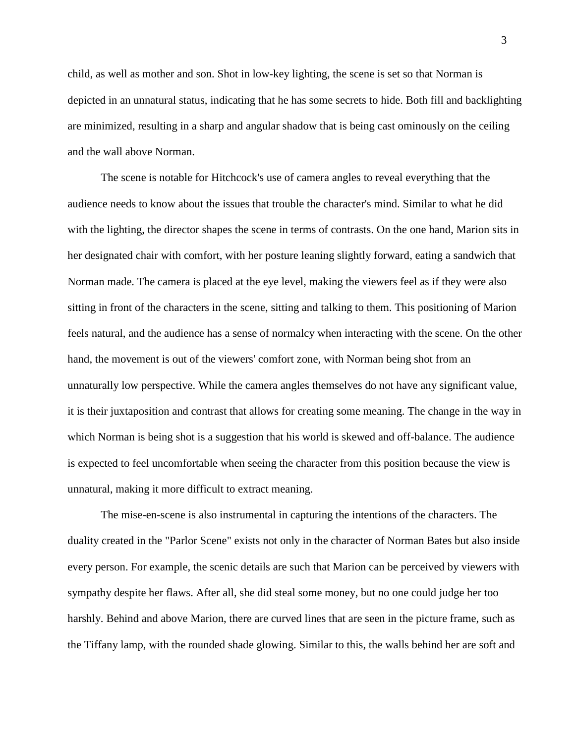child, as well as mother and son. Shot in low-key lighting, the scene is set so that Norman is depicted in an unnatural status, indicating that he has some secrets to hide. Both fill and backlighting are minimized, resulting in a sharp and angular shadow that is being cast ominously on the ceiling and the wall above Norman.

The scene is notable for Hitchcock's use of camera angles to reveal everything that the audience needs to know about the issues that trouble the character's mind. Similar to what he did with the lighting, the director shapes the scene in terms of contrasts. On the one hand, Marion sits in her designated chair with comfort, with her posture leaning slightly forward, eating a sandwich that Norman made. The camera is placed at the eye level, making the viewers feel as if they were also sitting in front of the characters in the scene, sitting and talking to them. This positioning of Marion feels natural, and the audience has a sense of normalcy when interacting with the scene. On the other hand, the movement is out of the viewers' comfort zone, with Norman being shot from an unnaturally low perspective. While the camera angles themselves do not have any significant value, it is their juxtaposition and contrast that allows for creating some meaning. The change in the way in which Norman is being shot is a suggestion that his world is skewed and off-balance. The audience is expected to feel uncomfortable when seeing the character from this position because the view is unnatural, making it more difficult to extract meaning.

The mise-en-scene is also instrumental in capturing the intentions of the characters. The duality created in the "Parlor Scene" exists not only in the character of Norman Bates but also inside every person. For example, the scenic details are such that Marion can be perceived by viewers with sympathy despite her flaws. After all, she did steal some money, but no one could judge her too harshly. Behind and above Marion, there are curved lines that are seen in the picture frame, such as the Tiffany lamp, with the rounded shade glowing. Similar to this, the walls behind her are soft and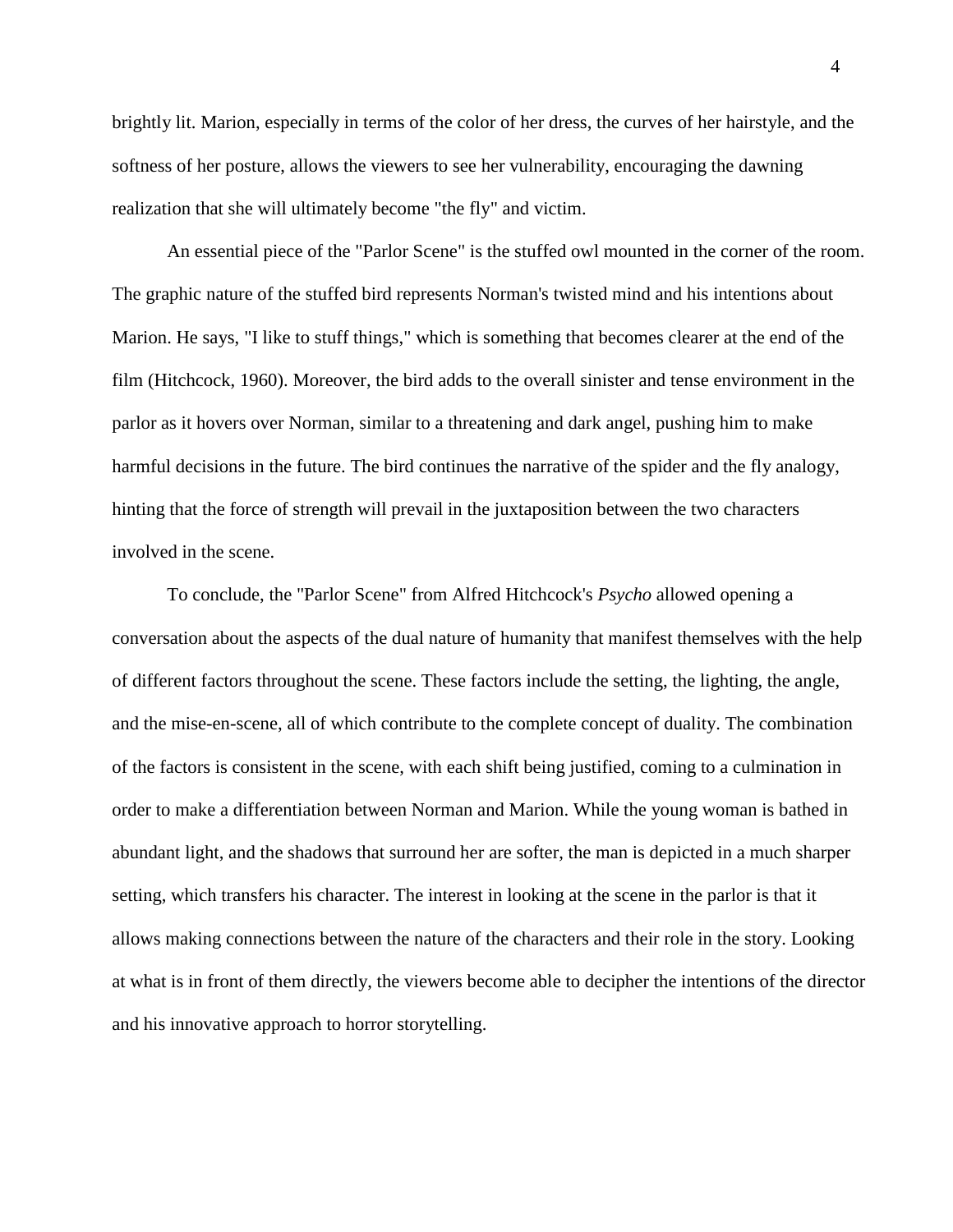brightly lit. Marion, especially in terms of the color of her dress, the curves of her hairstyle, and the softness of her posture, allows the viewers to see her vulnerability, encouraging the dawning realization that she will ultimately become "the fly" and victim.

An essential piece of the "Parlor Scene" is the stuffed owl mounted in the corner of the room. The graphic nature of the stuffed bird represents Norman's twisted mind and his intentions about Marion. He says, "I like to stuff things," which is something that becomes clearer at the end of the film (Hitchcock, 1960). Moreover, the bird adds to the overall sinister and tense environment in the parlor as it hovers over Norman, similar to a threatening and dark angel, pushing him to make harmful decisions in the future. The bird continues the narrative of the spider and the fly analogy, hinting that the force of strength will prevail in the juxtaposition between the two characters involved in the scene.

To conclude, the "Parlor Scene" from Alfred Hitchcock's *Psycho* allowed opening a conversation about the aspects of the dual nature of humanity that manifest themselves with the help of different factors throughout the scene. These factors include the setting, the lighting, the angle, and the mise-en-scene, all of which contribute to the complete concept of duality. The combination of the factors is consistent in the scene, with each shift being justified, coming to a culmination in order to make a differentiation between Norman and Marion. While the young woman is bathed in abundant light, and the shadows that surround her are softer, the man is depicted in a much sharper setting, which transfers his character. The interest in looking at the scene in the parlor is that it allows making connections between the nature of the characters and their role in the story. Looking at what is in front of them directly, the viewers become able to decipher the intentions of the director and his innovative approach to horror storytelling.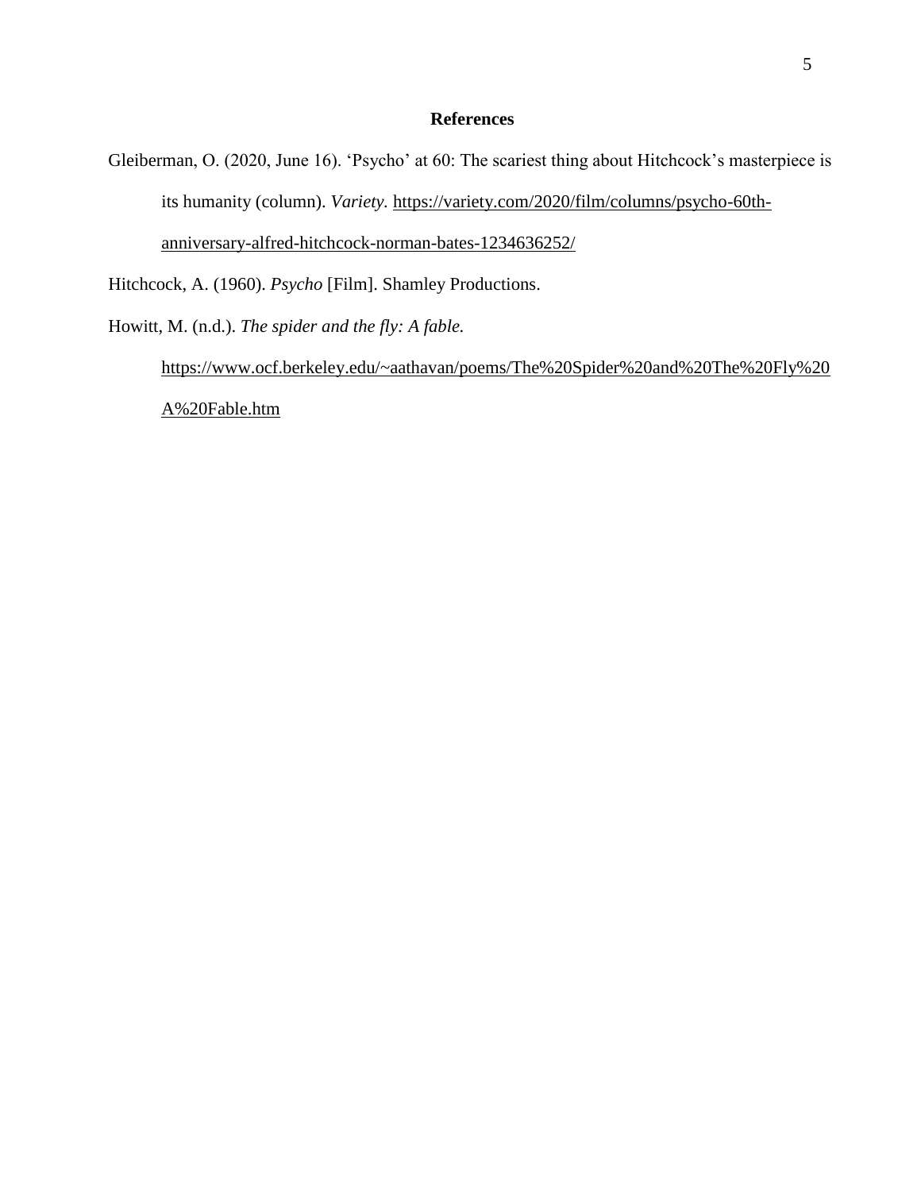# References

Gleiberman, O. (2020, June 16). ‘Psycho’ at 60: The scariest thing about Hitchcock’s masterpiece is its humanity (column). *Variety*. https://variety.com/2020/film/columns/psycho-60th-anniversary-alfred-hitchcock-norman-bates-1234636252/

Hitchcock, A. (1960). *Psycho* [Film]. Shamley Productions.

Howitt, M. (n.d.). *The spider and the fly: A fable.* https://www.ocf.berkeley.edu/~aathavan/poems/The%20Spider%20and%20The%20Fly%20A%20Fable.htm